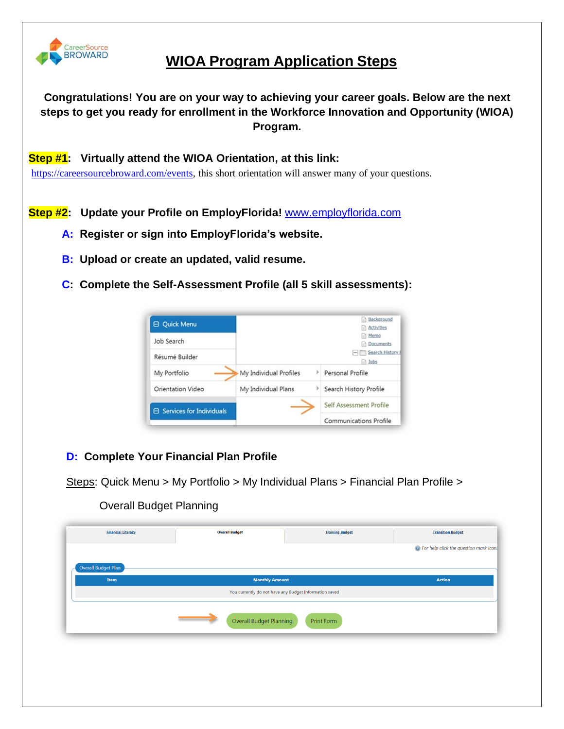# WIOA Program Application Steps

**Congratulations! You are on your way to achieving your career goals. Below are the next steps to get you ready for enrollment in the Workforce Innovation and Opportunity (WIOA) Program.**

**Step #1: Virtually attend the WIOA Orientation, at this link:**
https://careersourcebroward.com/events, this short orientation will answer many of your questions.

**Step #2: Update your Profile on EmployFlorida!** www.employflorida.com

**A: Register or sign into EmployFlorida's website.**

**B: Upload or create an updated, valid resume.**

**C: Complete the Self-Assessment Profile (all 5 skill assessments):**

**D: Complete Your Financial Plan Profile**

Steps: Quick Menu > My Portfolio > My Individual Plans > Financial Plan Profile > Overall Budget Planning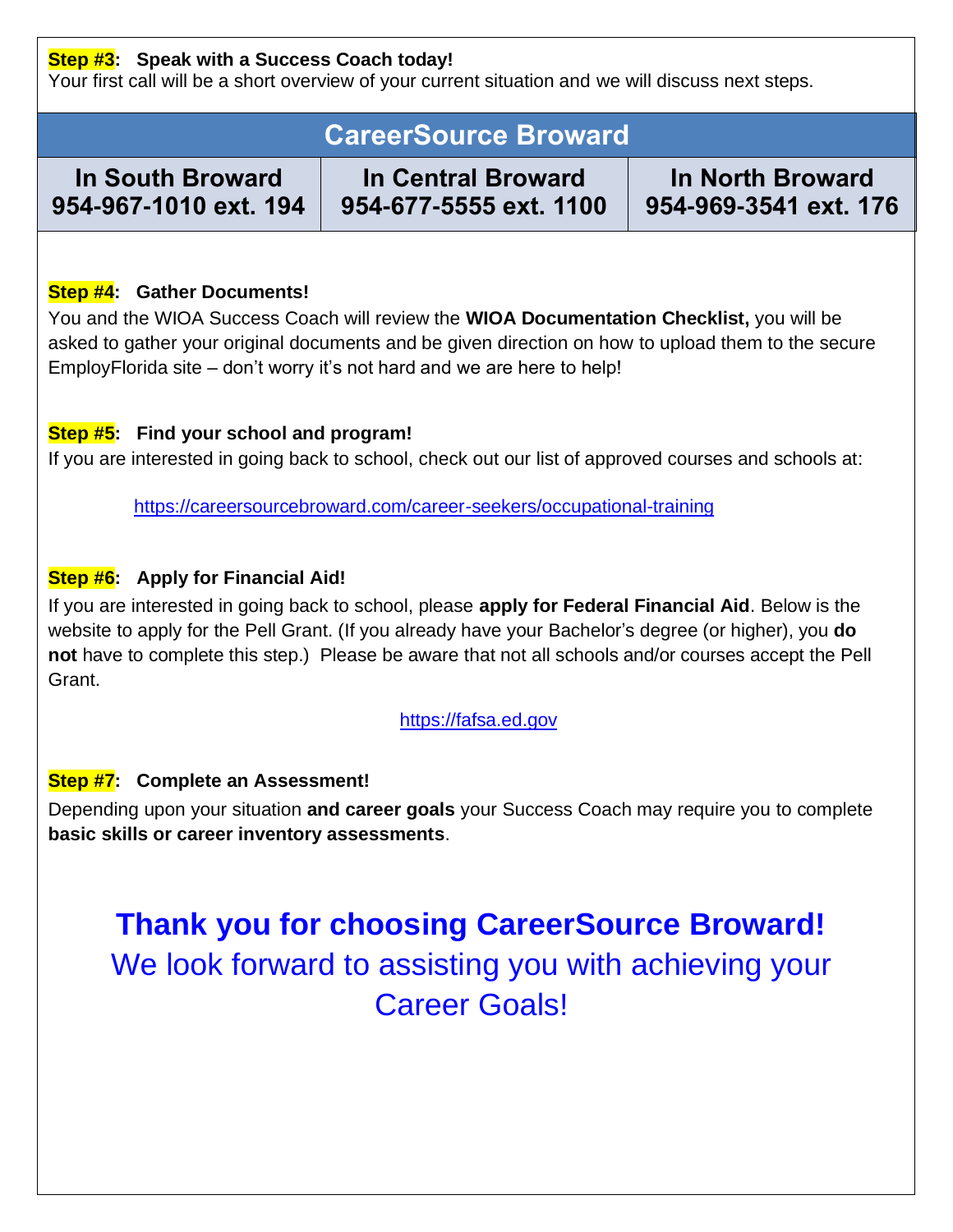**Step #3: Speak with a Success Coach today!**
Your first call will be a short overview of your current situation and we will discuss next steps.

| CareerSource Broward | | |
|---|---|---|
| **In South Broward 954-967-1010 ext. 194** | **In Central Broward 954-677-5555 ext. 1100** | **In North Broward 954-969-3541 ext. 176** |

**Step #4: Gather Documents!**
You and the WIOA Success Coach will review the **WIOA Documentation Checklist,** you will be asked to gather your original documents and be given direction on how to upload them to the secure EmployFlorida site – don't worry it's not hard and we are here to help!

**Step #5: Find your school and program!**
If you are interested in going back to school, check out our list of approved courses and schools at:

https://careersourcebroward.com/career-seekers/occupational-training

**Step #6: Apply for Financial Aid!**
If you are interested in going back to school, please **apply for Federal Financial Aid**. Below is the website to apply for the Pell Grant. (If you already have your Bachelor's degree (or higher), you **do not** have to complete this step.) Please be aware that not all schools and/or courses accept the Pell Grant.

https://fafsa.ed.gov

**Step #7: Complete an Assessment!**
Depending upon your situation **and career goals** your Success Coach may require you to complete **basic skills or career inventory assessments**.

## Thank you for choosing CareerSource Broward!

We look forward to assisting you with achieving your Career Goals!